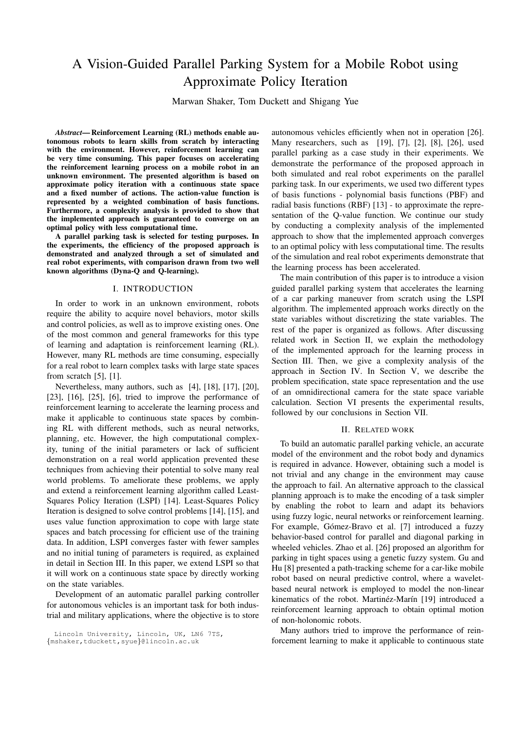# A Vision-Guided Parallel Parking System for a Mobile Robot using Approximate Policy Iteration

Marwan Shaker, Tom Duckett and Shigang Yue

***Abstract*— Reinforcement Learning (RL) methods enable autonomous robots to learn skills from scratch by interacting with the environment. However, reinforcement learning can be very time consuming. This paper focuses on accelerating the reinforcement learning process on a mobile robot in an unknown environment. The presented algorithm is based on approximate policy iteration with a continuous state space and a fixed number of actions. The action-value function is represented by a weighted combination of basis functions. Furthermore, a complexity analysis is provided to show that the implemented approach is guaranteed to converge on an optimal policy with less computational time.**

**A parallel parking task is selected for testing purposes. In the experiments, the efficiency of the proposed approach is demonstrated and analyzed through a set of simulated and real robot experiments, with comparison drawn from two well known algorithms (Dyna-Q and Q-learning).**

## I. INTRODUCTION

In order to work in an unknown environment, robots require the ability to acquire novel behaviors, motor skills and control policies, as well as to improve existing ones. One of the most common and general frameworks for this type of learning and adaptation is reinforcement learning (RL). However, many RL methods are time consuming, especially for a real robot to learn complex tasks with large state spaces from scratch [5], [1].

Nevertheless, many authors, such as [4], [18], [17], [20], [23], [16], [25], [6], tried to improve the performance of reinforcement learning to accelerate the learning process and make it applicable to continuous state spaces by combining RL with different methods, such as neural networks, planning, etc. However, the high computational complexity, tuning of the initial parameters or lack of sufficient demonstration on a real world application prevented these techniques from achieving their potential to solve many real world problems. To ameliorate these problems, we apply and extend a reinforcement learning algorithm called Least-Squares Policy Iteration (LSPI) [14]. Least-Squares Policy Iteration is designed to solve control problems [14], [15], and uses value function approximation to cope with large state spaces and batch processing for efficient use of the training data. In addition, LSPI converges faster with fewer samples and no initial tuning of parameters is required, as explained in detail in Section III. In this paper, we extend LSPI so that it will work on a continuous state space by directly working on the state variables.

Development of an automatic parallel parking controller for autonomous vehicles is an important task for both industrial and military applications, where the objective is to store autonomous vehicles efficiently when not in operation [26]. Many researchers, such as [19], [7], [2], [8], [26], used parallel parking as a case study in their experiments. We demonstrate the performance of the proposed approach in both simulated and real robot experiments on the parallel parking task. In our experiments, we used two different types of basis functions - polynomial basis functions (PBF) and radial basis functions (RBF) [13] - to approximate the representation of the Q-value function. We continue our study by conducting a complexity analysis of the implemented approach to show that the implemented approach converges to an optimal policy with less computational time. The results of the simulation and real robot experiments demonstrate that the learning process has been accelerated.

The main contribution of this paper is to introduce a vision guided parallel parking system that accelerates the learning of a car parking maneuver from scratch using the LSPI algorithm. The implemented approach works directly on the state variables without discretizing the state variables. The rest of the paper is organized as follows. After discussing related work in Section II, we explain the methodology of the implemented approach for the learning process in Section III. Then, we give a complexity analysis of the approach in Section IV. In Section V, we describe the problem specification, state space representation and the use of an omnidirectional camera for the state space variable calculation. Section VI presents the experimental results, followed by our conclusions in Section VII.

## II. RELATED WORK

To build an automatic parallel parking vehicle, an accurate model of the environment and the robot body and dynamics is required in advance. However, obtaining such a model is not trivial and any change in the environment may cause the approach to fail. An alternative approach to the classical planning approach is to make the encoding of a task simpler by enabling the robot to learn and adapt its behaviors using fuzzy logic, neural networks or reinforcement learning. For example, Gómez-Bravo et al. [7] introduced a fuzzy behavior-based control for parallel and diagonal parking in wheeled vehicles. Zhao et al. [26] proposed an algorithm for parking in tight spaces using a genetic fuzzy system. Gu and Hu [8] presented a path-tracking scheme for a car-like mobile robot based on neural predictive control, where a wavelet-based neural network is employed to model the non-linear kinematics of the robot. Martinéz-Marín [19] introduced a reinforcement learning approach to obtain optimal motion of non-holonomic robots.

Many authors tried to improve the performance of reinforcement learning to make it applicable to continuous state

Lincoln University, Lincoln, UK, LN6 7TS, {mshaker,tduckett,syue}@lincoln.ac.uk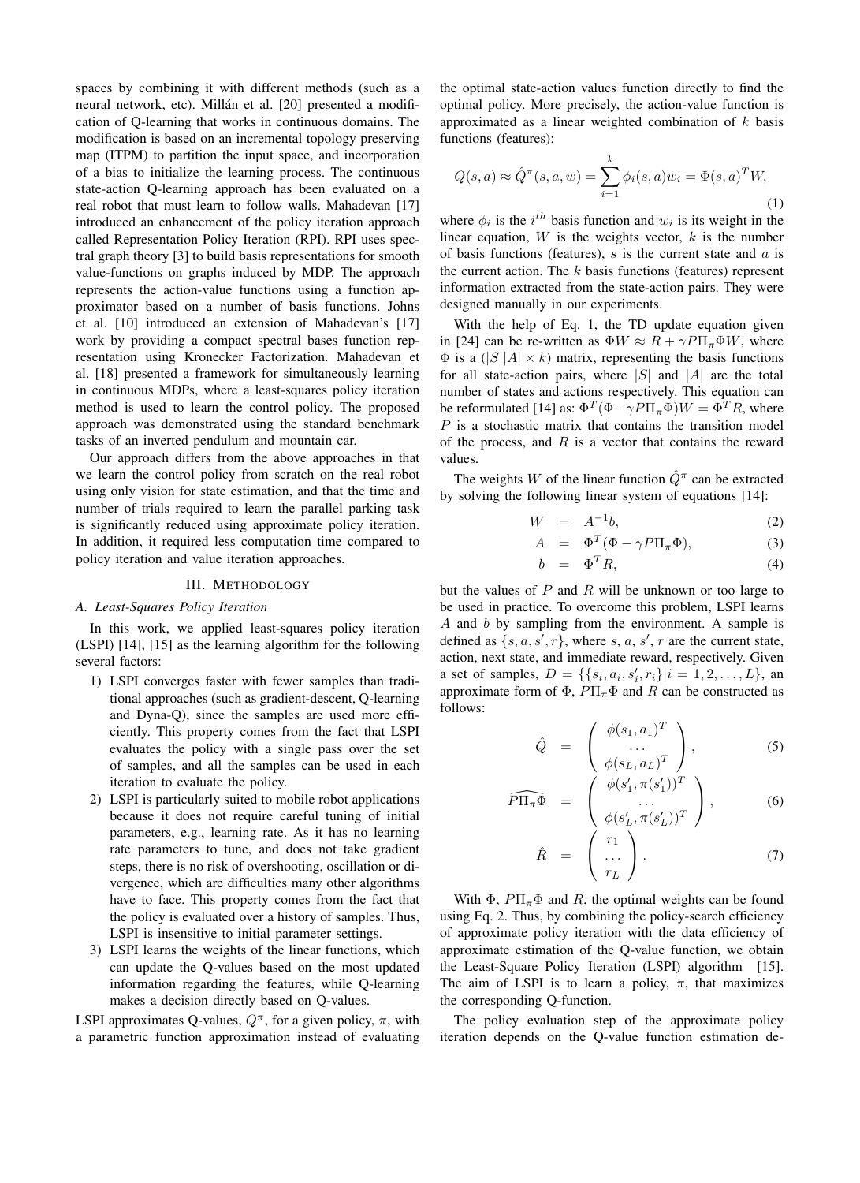spaces by combining it with different methods (such as a neural network, etc). Millán et al. [20] presented a modification of Q-learning that works in continuous domains. The modification is based on an incremental topology preserving map (ITPM) to partition the input space, and incorporation of a bias to initialize the learning process. The continuous state-action Q-learning approach has been evaluated on a real robot that must learn to follow walls. Mahadevan [17] introduced an enhancement of the policy iteration approach called Representation Policy Iteration (RPI). RPI uses spectral graph theory [3] to build basis representations for smooth value-functions on graphs induced by MDP. The approach represents the action-value functions using a function approximator based on a number of basis functions. Johns et al. [10] introduced an extension of Mahadevan's [17] work by providing a compact spectral bases function representation using Kronecker Factorization. Mahadevan et al. [18] presented a framework for simultaneously learning in continuous MDPs, where a least-squares policy iteration method is used to learn the control policy. The proposed approach was demonstrated using the standard benchmark tasks of an inverted pendulum and mountain car.

Our approach differs from the above approaches in that we learn the control policy from scratch on the real robot using only vision for state estimation, and that the time and number of trials required to learn the parallel parking task is significantly reduced using approximate policy iteration. In addition, it required less computation time compared to policy iteration and value iteration approaches.

## III. Methodology

### A. Least-Squares Policy Iteration

In this work, we applied least-squares policy iteration (LSPI) [14], [15] as the learning algorithm for the following several factors:

1) LSPI converges faster with fewer samples than traditional approaches (such as gradient-descent, Q-learning and Dyna-Q), since the samples are used more efficiently. This property comes from the fact that LSPI evaluates the policy with a single pass over the set of samples, and all the samples can be used in each iteration to evaluate the policy.
2) LSPI is particularly suited to mobile robot applications because it does not require careful tuning of initial parameters, e.g., learning rate. As it has no learning rate parameters to tune, and does not take gradient steps, there is no risk of overshooting, oscillation or divergence, which are difficulties many other algorithms have to face. This property comes from the fact that the policy is evaluated over a history of samples. Thus, LSPI is insensitive to initial parameter settings.
3) LSPI learns the weights of the linear functions, which can update the Q-values based on the most updated information regarding the features, while Q-learning makes a decision directly based on Q-values.

LSPI approximates Q-values, $Q^\pi$, for a given policy, $\pi$, with a parametric function approximation instead of evaluating the optimal state-action values function directly to find the optimal policy. More precisely, the action-value function is approximated as a linear weighted combination of $k$ basis functions (features):

$$Q(s,a) \approx \hat{Q}^\pi(s,a,w) = \sum_{i=1}^{k} \phi_i(s,a) w_i = \Phi(s,a)^T W, \tag{1}$$

where $\phi_i$ is the $i^{th}$ basis function and $w_i$ is its weight in the linear equation, $W$ is the weights vector, $k$ is the number of basis functions (features), $s$ is the current state and $a$ is the current action. The $k$ basis functions (features) represent information extracted from the state-action pairs. They were designed manually in our experiments.

With the help of Eq. 1, the TD update equation given in [24] can be re-written as $\Phi W \approx R + \gamma P \Pi_\pi \Phi W$, where $\Phi$ is a $(|S||A| \times k)$ matrix, representing the basis functions for all state-action pairs, where $|S|$ and $|A|$ are the total number of states and actions respectively. This equation can be reformulated [14] as: $\Phi^T(\Phi - \gamma P \Pi_\pi \Phi) W = \Phi^T R$, where $P$ is a stochastic matrix that contains the transition model of the process, and $R$ is a vector that contains the reward values.

The weights $W$ of the linear function $\hat{Q}^\pi$ can be extracted by solving the following linear system of equations [14]:

$$W = A^{-1} b, \tag{2}$$

$$A = \Phi^T(\Phi - \gamma P \Pi_\pi \Phi), \tag{3}$$

$$b = \Phi^T R, \tag{4}$$

but the values of $P$ and $R$ will be unknown or too large to be used in practice. To overcome this problem, LSPI learns $A$ and $b$ by sampling from the environment. A sample is defined as $\{s, a, s', r\}$, where $s$, $a$, $s'$, $r$ are the current state, action, next state, and immediate reward, respectively. Given a set of samples, $D = \{\{s_i, a_i, s'_i, r_i\} | i = 1, 2, \ldots, L\}$, an approximate form of $\Phi$, $P\Pi_\pi\Phi$ and $R$ can be constructed as follows:

$$\hat{Q} = \begin{pmatrix} \phi(s_1, a_1)^T \\ \ldots \\ \phi(s_L, a_L)^T \end{pmatrix}, \tag{5}$$

$$\widehat{P\Pi_\pi\Phi} = \begin{pmatrix} \phi(s'_1, \pi(s'_1))^T \\ \ldots \\ \phi(s'_L, \pi(s'_L))^T \end{pmatrix}, \tag{6}$$

$$\hat{R} = \begin{pmatrix} r_1 \\ \ldots \\ r_L \end{pmatrix}. \tag{7}$$

With $\Phi$, $P\Pi_\pi\Phi$ and $R$, the optimal weights can be found using Eq. 2. Thus, by combining the policy-search efficiency of approximate policy iteration with the data efficiency of approximate estimation of the Q-value function, we obtain the Least-Square Policy Iteration (LSPI) algorithm [15]. The aim of LSPI is to learn a policy, $\pi$, that maximizes the corresponding Q-function.

The policy evaluation step of the approximate policy iteration depends on the Q-value function estimation de-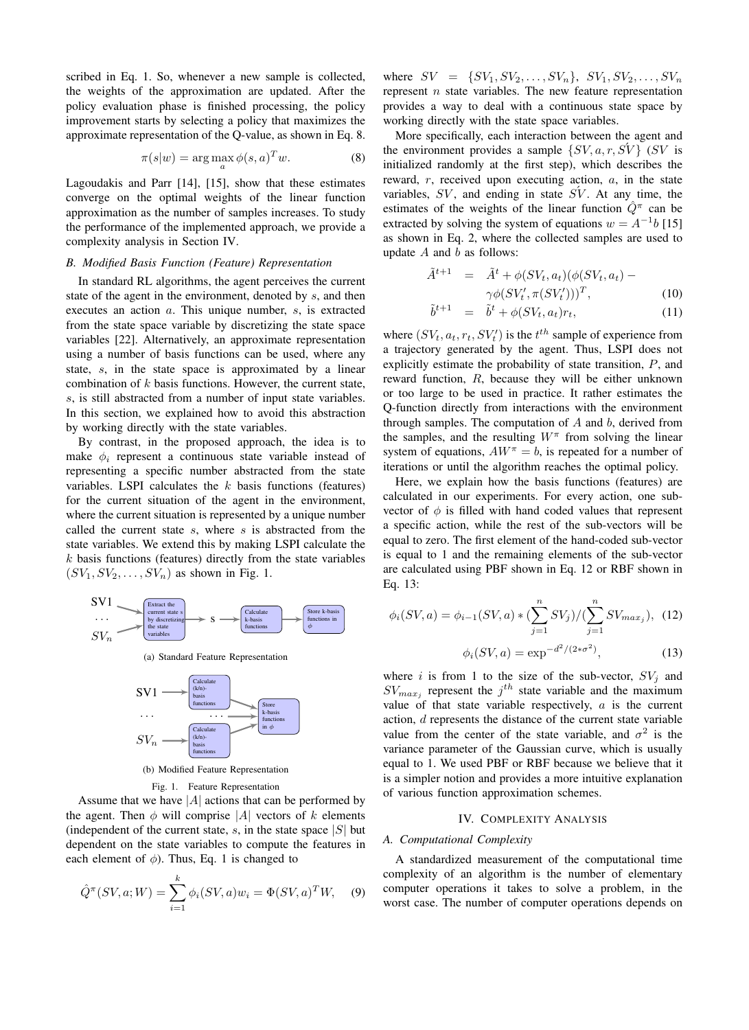scribed in Eq. 1. So, whenever a new sample is collected, the weights of the approximation are updated. After the policy evaluation phase is finished processing, the policy improvement starts by selecting a policy that maximizes the approximate representation of the Q-value, as shown in Eq. 8.

$$\pi(s|w) = \arg\max_{a} \phi(s,a)^T w. \tag{8}$$

Lagoudakis and Parr [14], [15], show that these estimates converge on the optimal weights of the linear function approximation as the number of samples increases. To study the performance of the implemented approach, we provide a complexity analysis in Section IV.

### B. Modified Basis Function (Feature) Representation

In standard RL algorithms, the agent perceives the current state of the agent in the environment, denoted by $s$, and then executes an action $a$. This unique number, $s$, is extracted from the state space variable by discretizing the state space variables [22]. Alternatively, an approximate representation using a number of basis functions can be used, where any state, $s$, in the state space is approximated by a linear combination of $k$ basis functions. However, the current state, $s$, is still abstracted from a number of input state variables. In this section, we explained how to avoid this abstraction by working directly with the state variables.

By contrast, in the proposed approach, the idea is to make $\phi_i$ represent a continuous state variable instead of representing a specific number abstracted from the state variables. LSPI calculates the $k$ basis functions (features) for the current situation of the agent in the environment, where the current situation is represented by a unique number called the current state $s$, where $s$ is abstracted from the state variables. We extend this by making LSPI calculate the $k$ basis functions (features) directly from the state variables $(SV_1, SV_2, \ldots, SV_n)$ as shown in Fig. 1.

(a) Standard Feature Representation

(b) Modified Feature Representation

Fig. 1. Feature Representation

Assume that we have $|A|$ actions that can be performed by the agent. Then $\phi$ will comprise $|A|$ vectors of $k$ elements (independent of the current state, $s$, in the state space $|S|$ but dependent on the state variables to compute the features in each element of $\phi$). Thus, Eq. 1 is changed to

$$\hat{Q}^{\pi}(SV, a; W) = \sum_{i=1}^{k} \phi_i(SV, a) w_i = \Phi(SV, a)^T W, \tag{9}$$

where $SV = \{SV_1, SV_2, \ldots, SV_n\}$, $SV_1, SV_2, \ldots, SV_n$ represent $n$ state variables. The new feature representation provides a way to deal with a continuous state space by working directly with the state space variables.

More specifically, each interaction between the agent and the environment provides a sample $\{SV, a, r, \acute{SV}\}$ ($SV$ is initialized randomly at the first step), which describes the reward, $r$, received upon executing action, $a$, in the state variables, $SV$, and ending in state $\acute{SV}$. At any time, the estimates of the weights of the linear function $\hat{Q}^{\pi}$ can be extracted by solving the system of equations $w = A^{-1}b$ [15] as shown in Eq. 2, where the collected samples are used to update $A$ and $b$ as follows:

$$\begin{aligned}
\tilde{A}^{t+1} &= \tilde{A}^{t} + \phi(SV_t, a_t)(\phi(SV_t, a_t) - \\
&\quad \gamma\phi(SV_t', \pi(SV_t')))^T, &(10)\\
\tilde{b}^{t+1} &= \tilde{b}^{t} + \phi(SV_t, a_t) r_t, &(11)
\end{aligned}$$

where $(SV_t, a_t, r_t, SV_t')$ is the $t^{th}$ sample of experience from a trajectory generated by the agent. Thus, LSPI does not explicitly estimate the probability of state transition, $P$, and reward function, $R$, because they will be either unknown or too large to be used in practice. It rather estimates the Q-function directly from interactions with the environment through samples. The computation of $A$ and $b$, derived from the samples, and the resulting $W^{\pi}$ from solving the linear system of equations, $AW^{\pi} = b$, is repeated for a number of iterations or until the algorithm reaches the optimal policy.

Here, we explain how the basis functions (features) are calculated in our experiments. For every action, one sub-vector of $\phi$ is filled with hand coded values that represent a specific action, while the rest of the sub-vectors will be equal to zero. The first element of the hand-coded sub-vector is equal to 1 and the remaining elements of the sub-vector are calculated using PBF shown in Eq. 12 or RBF shown in Eq. 13:

$$\phi_i(SV, a) = \phi_{i-1}(SV, a) * (\sum_{j=1}^{n} SV_j)/(\sum_{j=1}^{n} SV_{max_j}), \tag{12}$$

$$\phi_i(SV, a) = \exp^{-d^2/(2*\sigma^2)}, \tag{13}$$

where $i$ is from 1 to the size of the sub-vector, $SV_j$ and $SV_{max_j}$ represent the $j^{th}$ state variable and the maximum value of that state variable respectively, $a$ is the current action, $d$ represents the distance of the current state variable value from the center of the state variable, and $\sigma^2$ is the variance parameter of the Gaussian curve, which is usually equal to 1. We used PBF or RBF because we believe that it is a simpler notion and provides a more intuitive explanation of various function approximation schemes.

## IV. Complexity Analysis

### A. Computational Complexity

A standardized measurement of the computational time complexity of an algorithm is the number of elementary computer operations it takes to solve a problem, in the worst case. The number of computer operations depends on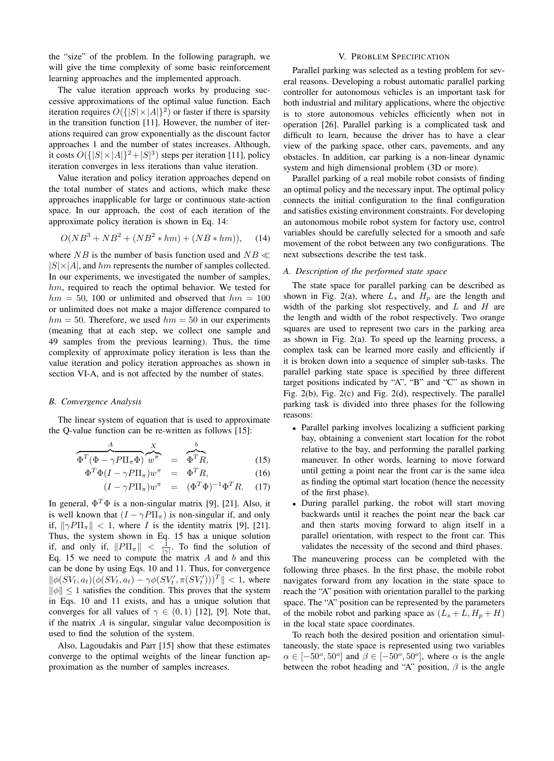the "size" of the problem. In the following paragraph, we will give the time complexity of some basic reinforcement learning approaches and the implemented approach.

The value iteration approach works by producing successive approximations of the optimal value function. Each iteration requires $O(\{|S|\times|A|\}^2)$ or faster if there is sparsity in the transition function [11]. However, the number of iterations required can grow exponentially as the discount factor approaches 1 and the number of states increases. Although, it costs $O(\{|S|\times|A|\}^2+|S|^3)$ steps per iteration [11], policy iteration converges in less iterations than value iteration.

Value iteration and policy iteration approaches depend on the total number of states and actions, which make these approaches inapplicable for large or continuous state-action space. In our approach, the cost of each iteration of the approximate policy iteration is shown in Eq. 14:

$$O(NB^3 + NB^2 + (NB^2 * hm) + (NB * hm)), \quad (14)$$

where $NB$ is the number of basis function used and $NB \ll |S|\times|A|$, and $hm$ represents the number of samples collected. In our experiments, we investigated the number of samples, $hm$, required to reach the optimal behavior. We tested for $hm = 50$, 100 or unlimited and observed that $hm = 100$ or unlimited does not make a major difference compared to $hm = 50$. Therefore, we used $hm = 50$ in our experiments (meaning that at each step, we collect one sample and 49 samples from the previous learning). Thus, the time complexity of approximate policy iteration is less than the value iteration and policy iteration approaches as shown in section VI-A, and is not affected by the number of states.

### B. Convergence Analysis

The linear system of equation that is used to approximate the Q-value function can be re-written as follows [15]:

$$\overbrace{\Phi^T(\Phi - \gamma P\Pi_\pi\Phi)}^{A}\overbrace{w^\pi}^{X} = \overbrace{\Phi^T R}^{b}, \quad (15)$$

$$\Phi^T\Phi(I - \gamma P\Pi_\pi)w^\pi = \Phi^T R, \quad (16)$$

$$(I - \gamma P\Pi_\pi)w^\pi = (\Phi^T\Phi)^{-1}\Phi^T R. \quad (17)$$

In general, $\Phi^T\Phi$ is a non-singular matrix [9], [21]. Also, it is well known that $(I - \gamma P\Pi_\pi)$ is non-singular if, and only if, $\|\gamma P\Pi_\pi\| < 1$, where $I$ is the identity matrix [9], [21]. Thus, the system shown in Eq. 15 has a unique solution if, and only if, $\|P\Pi_\pi\| < \frac{1}{|\gamma|}$. To find the solution of Eq. 15 we need to compute the matrix $A$ and $b$ and this can be done by using Eqs. 10 and 11. Thus, for convergence $\|\phi(SV_t, a_t)(\phi(SV_t, a_t) - \gamma\phi(SV_t', \pi(SV_t')))^T\| < 1$, where $\|\phi\| \leq 1$ satisfies the condition. This proves that the system in Eqs. 10 and 11 exists, and has a unique solution that converges for all values of $\gamma \in (0, 1)$ [12], [9]. Note that, if the matrix $A$ is singular, singular value decomposition is used to find the solution of the system.

Also, Lagoudakis and Parr [15] show that these estimates converge to the optimal weights of the linear function approximation as the number of samples increases.

## V. Problem Specification

Parallel parking was selected as a testing problem for several reasons. Developing a robust automatic parallel parking controller for autonomous vehicles is an important task for both industrial and military applications, where the objective is to store autonomous vehicles efficiently when not in operation [26]. Parallel parking is a complicated task and difficult to learn, because the driver has to have a clear view of the parking space, other cars, pavements, and any obstacles. In addition, car parking is a non-linear dynamic system and high dimensional problem (3D or more).

Parallel parking of a real mobile robot consists of finding an optimal policy and the necessary input. The optimal policy connects the initial configuration to the final configuration and satisfies existing environment constraints. For developing an autonomous mobile robot system for factory use, control variables should be carefully selected for a smooth and safe movement of the robot between any two configurations. The next subsections describe the test task.

### A. Description of the performed state space

The state space for parallel parking can be described as shown in Fig. 2(a), where $L_s$ and $H_p$ are the length and width of the parking slot respectively, and $L$ and $H$ are the length and width of the robot respectively. Two orange squares are used to represent two cars in the parking area as shown in Fig. 2(a). To speed up the learning process, a complex task can be learned more easily and efficiently if it is broken down into a sequence of simpler sub-tasks. The parallel parking state space is specified by three different target positions indicated by "A", "B" and "C" as shown in Fig. 2(b), Fig. 2(c) and Fig. 2(d), respectively. The parallel parking task is divided into three phases for the following reasons:

- Parallel parking involves localizing a sufficient parking bay, obtaining a convenient start location for the robot relative to the bay, and performing the parallel parking maneuver. In other words, learning to move forward until getting a point near the front car is the same idea as finding the optimal start location (hence the necessity of the first phase).
- During parallel parking, the robot will start moving backwards until it reaches the point near the back car and then starts moving forward to align itself in a parallel orientation, with respect to the front car. This validates the necessity of the second and third phases.

The maneuvering process can be completed with the following three phases. In the first phase, the mobile robot navigates forward from any location in the state space to reach the "A" position with orientation parallel to the parking space. The "A" position can be represented by the parameters of the mobile robot and parking space as $(L_s + L, H_p + H)$ in the local state space coordinates.

To reach both the desired position and orientation simultaneously, the state space is represented using two variables $\alpha \in [-50^o, 50^o]$ and $\beta \in [-50^o, 50^o]$, where $\alpha$ is the angle between the robot heading and "A" position, $\beta$ is the angle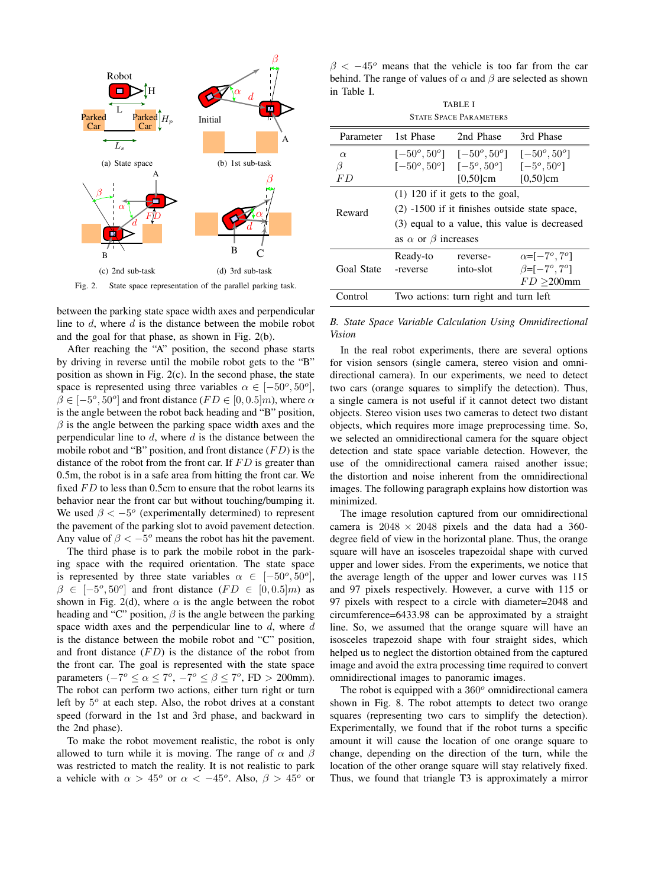(a) State space

(b) 1st sub-task

(c) 2nd sub-task

(d) 3rd sub-task

Fig. 2. State space representation of the parallel parking task.

between the parking state space width axes and perpendicular line to $d$, where $d$ is the distance between the mobile robot and the goal for that phase, as shown in Fig. 2(b).

After reaching the "A" position, the second phase starts by driving in reverse until the mobile robot gets to the "B" position as shown in Fig. 2(c). In the second phase, the state space is represented using three variables $\alpha \in [-50^o, 50^o]$, $\beta \in [-5^o, 50^o]$ and front distance ($FD \in [0, 0.5]m$), where $\alpha$ is the angle between the robot back heading and "B" position, $\beta$ is the angle between the parking space width axes and the perpendicular line to $d$, where $d$ is the distance between the mobile robot and "B" position, and front distance ($FD$) is the distance of the robot from the front car. If $FD$ is greater than 0.5m, the robot is in a safe area from hitting the front car. We fixed $FD$ to less than 0.5cm to ensure that the robot learns its behavior near the front car but without touching/bumping it. We used $\beta < -5^o$ (experimentally determined) to represent the pavement of the parking slot to avoid pavement detection. Any value of $\beta < -5^o$ means the robot has hit the pavement.

The third phase is to park the mobile robot in the parking space with the required orientation. The state space is represented by three state variables $\alpha \in [-50^o, 50^o]$, $\beta \in [-5^o, 50^o]$ and front distance ($FD \in [0, 0.5]m$) as shown in Fig. 2(d), where $\alpha$ is the angle between the robot heading and "C" position, $\beta$ is the angle between the parking space width axes and the perpendicular line to $d$, where $d$ is the distance between the mobile robot and "C" position, and front distance ($FD$) is the distance of the robot from the front car. The goal is represented with the required state parameters ($-7^o \leq \alpha \leq 7^o$, $-7^o \leq \beta \leq 7^o$, FD $>$ 200mm). The robot can perform two actions, either turn right or turn left by $5^o$ at each step. Also, the robot drives at a constant speed (forward in the 1st and 3rd phase, and backward in the 2nd phase).

To make the robot movement realistic, the robot is only allowed to turn while it is moving. The range of $\alpha$ and $\beta$ was restricted to match the reality. It is not realistic to park a vehicle with $\alpha > 45^o$ or $\alpha < -45^o$. Also, $\beta > 45^o$ or $\beta < -45^o$ means that the vehicle is too far from the car behind. The range of values of $\alpha$ and $\beta$ are selected as shown in Table I.

TABLE I
STATE SPACE PARAMETERS

| Parameter | 1st Phase | 2nd Phase | 3rd Phase |
|---|---|---|---|
| $\alpha$ | $[-50^o, 50^o]$ | $[-50^o, 50^o]$ | $[-50^o, 50^o]$ |
| $\beta$ | $[-50^o, 50^o]$ | $[-5^o, 50^o]$ | $[-5^o, 50^o]$ |
| $FD$ | | [0,50]cm | [0,50]cm |
| Reward | (1) 120 if it gets to the goal, (2) -1500 if it finishes outside state space, (3) equal to a value, this value is decreased as $\alpha$ or $\beta$ increases | | |
| Goal State | Ready-to -reverse | reverse- into-slot | $\alpha$=$[-7^o, 7^o]$ $\beta$=$[-7^o, 7^o]$ $FD \geq$200mm |
| Control | Two actions: turn right and turn left | | |

### *B. State Space Variable Calculation Using Omnidirectional Vision*

In the real robot experiments, there are several options for vision sensors (single camera, stereo vision and omnidirectional camera). In our experiments, we need to detect two cars (orange squares to simplify the detection). Thus, a single camera is not useful if it cannot detect two distant objects. Stereo vision uses two cameras to detect two distant objects, which requires more image preprocessing time. So, we selected an omnidirectional camera for the square object detection and state space variable detection. However, the use of the omnidirectional camera raised another issue; the distortion and noise inherent from the omnidirectional images. The following paragraph explains how distortion was minimized.

The image resolution captured from our omnidirectional camera is 2048 $\times$ 2048 pixels and the data had a 360-degree field of view in the horizontal plane. Thus, the orange square will have an isosceles trapezoidal shape with curved upper and lower sides. From the experiments, we notice that the average length of the upper and lower curves was 115 and 97 pixels respectively. However, a curve with 115 or 97 pixels with respect to a circle with diameter=2048 and circumference=6433.98 can be approximated by a straight line. So, we assumed that the orange square will have an isosceles trapezoid shape with four straight sides, which helped us to neglect the distortion obtained from the captured image and avoid the extra processing time required to convert omnidirectional images to panoramic images.

The robot is equipped with a $360^o$ omnidirectional camera shown in Fig. 8. The robot attempts to detect two orange squares (representing two cars to simplify the detection). Experimentally, we found that if the robot turns a specific amount it will cause the location of one orange square to change, depending on the direction of the turn, while the location of the other orange square will stay relatively fixed. Thus, we found that triangle T3 is approximately a mirror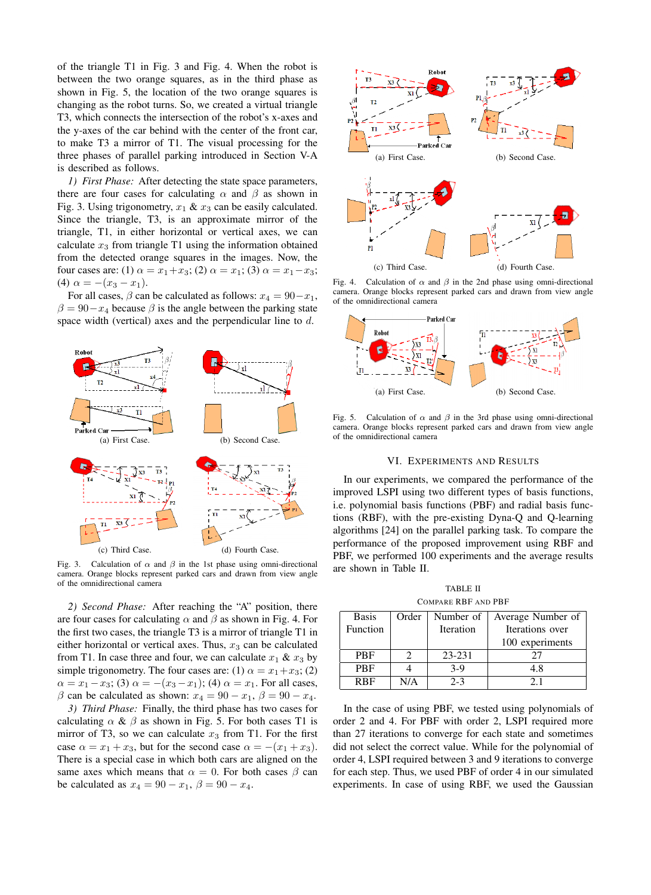of the triangle T1 in Fig. 3 and Fig. 4. When the robot is between the two orange squares, as in the third phase as shown in Fig. 5, the location of the two orange squares is changing as the robot turns. So, we created a virtual triangle T3, which connects the intersection of the robot's x-axes and the y-axes of the car behind with the center of the front car, to make T3 a mirror of T1. The visual processing for the three phases of parallel parking introduced in Section V-A is described as follows.

*1) First Phase:* After detecting the state space parameters, there are four cases for calculating $\alpha$ and $\beta$ as shown in Fig. 3. Using trigonometry, $x_1$ & $x_3$ can be easily calculated. Since the triangle, T3, is an approximate mirror of the triangle, T1, in either horizontal or vertical axes, we can calculate $x_3$ from triangle T1 using the information obtained from the detected orange squares in the images. Now, the four cases are: (1) $\alpha = x_1 + x_3$; (2) $\alpha = x_1$; (3) $\alpha = x_1 - x_3$; (4) $\alpha = -(x_3 - x_1)$.

For all cases, $\beta$ can be calculated as follows: $x_4 = 90 - x_1$, $\beta = 90 - x_4$ because $\beta$ is the angle between the parking state space width (vertical) axes and the perpendicular line to $d$.

(a) First Case. (b) Second Case. (c) Third Case. (d) Fourth Case.

Fig. 3. Calculation of $\alpha$ and $\beta$ in the 1st phase using omni-directional camera. Orange blocks represent parked cars and drawn from view angle of the omnidirectional camera

*2) Second Phase:* After reaching the "A" position, there are four cases for calculating $\alpha$ and $\beta$ as shown in Fig. 4. For the first two cases, the triangle T3 is a mirror of triangle T1 in either horizontal or vertical axes. Thus, $x_3$ can be calculated from T1. In case three and four, we can calculate $x_1$ & $x_3$ by simple trigonometry. The four cases are: (1) $\alpha = x_1 + x_3$; (2) $\alpha = x_1 - x_3$; (3) $\alpha = -(x_3 - x_1)$; (4) $\alpha = x_1$. For all cases, $\beta$ can be calculated as shown: $x_4 = 90 - x_1$, $\beta = 90 - x_4$.

*3) Third Phase:* Finally, the third phase has two cases for calculating $\alpha$ & $\beta$ as shown in Fig. 5. For both cases T1 is mirror of T3, so we can calculate $x_3$ from T1. For the first case $\alpha = x_1 + x_3$, but for the second case $\alpha = -(x_1 + x_3)$. There is a special case in which both cars are aligned on the same axes which means that $\alpha = 0$. For both cases $\beta$ can be calculated as $x_4 = 90 - x_1$, $\beta = 90 - x_4$.

(a) First Case. (b) Second Case. (c) Third Case. (d) Fourth Case.

Fig. 4. Calculation of $\alpha$ and $\beta$ in the 2nd phase using omni-directional camera. Orange blocks represent parked cars and drawn from view angle of the omnidirectional camera

(a) First Case. (b) Second Case.

Fig. 5. Calculation of $\alpha$ and $\beta$ in the 3rd phase using omni-directional camera. Orange blocks represent parked cars and drawn from view angle of the omnidirectional camera

## VI. Experiments and Results

In our experiments, we compared the performance of the improved LSPI using two different types of basis functions, i.e. polynomial basis functions (PBF) and radial basis functions (RBF), with the pre-existing Dyna-Q and Q-learning algorithms [24] on the parallel parking task. To compare the performance of the proposed improvement using RBF and PBF, we performed 100 experiments and the average results are shown in Table II.

TABLE II
Compare RBF and PBF

| Basis Function | Order | Number of Iteration | Average Number of Iterations over 100 experiments |
|---|---|---|---|
| PBF | 2 | 23-231 | 27 |
| PBF | 4 | 3-9 | 4.8 |
| RBF | N/A | 2-3 | 2.1 |

In the case of using PBF, we tested using polynomials of order 2 and 4. For PBF with order 2, LSPI required more than 27 iterations to converge for each state and sometimes did not select the correct value. While for the polynomial of order 4, LSPI required between 3 and 9 iterations to converge for each step. Thus, we used PBF of order 4 in our simulated experiments. In case of using RBF, we used the Gaussian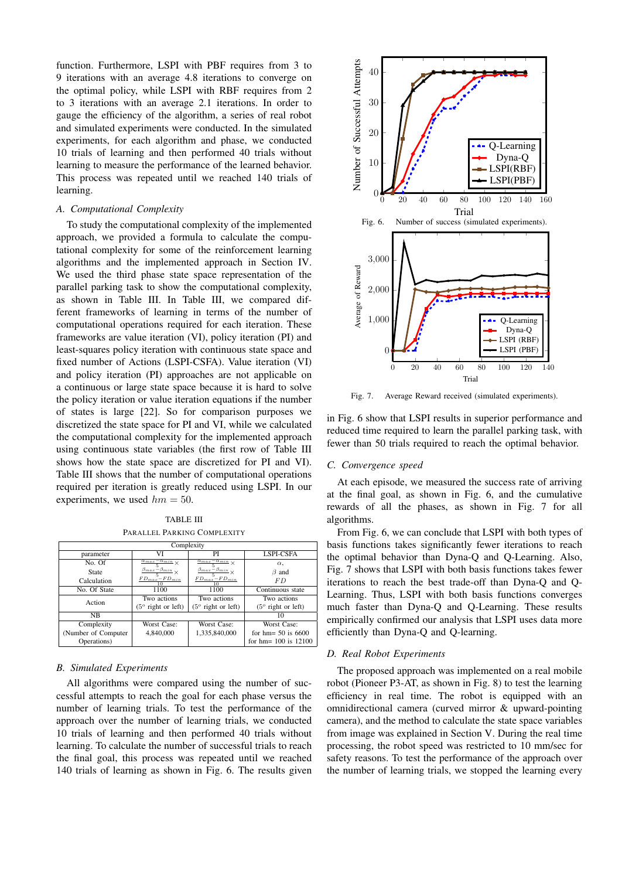function. Furthermore, LSPI with PBF requires from 3 to 9 iterations with an average 4.8 iterations to converge on the optimal policy, while LSPI with RBF requires from 2 to 3 iterations with an average 2.1 iterations. In order to gauge the efficiency of the algorithm, a series of real robot and simulated experiments were conducted. In the simulated experiments, for each algorithm and phase, we conducted 10 trials of learning and then performed 40 trials without learning to measure the performance of the learned behavior. This process was repeated until we reached 140 trials of learning.

### *A. Computational Complexity*

To study the computational complexity of the implemented approach, we provided a formula to calculate the computational complexity for some of the reinforcement learning algorithms and the implemented approach in Section IV. We used the third phase state space representation of the parallel parking task to show the computational complexity, as shown in Table III. In Table III, we compared different frameworks of learning in terms of the number of computational operations required for each iteration. These frameworks are value iteration (VI), policy iteration (PI) and least-squares policy iteration with continuous state space and fixed number of Actions (LSPI-CSFA). Value iteration (VI) and policy iteration (PI) approaches are not applicable on a continuous or large state space because it is hard to solve the policy iteration or value iteration equations if the number of states is large [22]. So for comparison purposes we discretized the state space for PI and VI, while we calculated the computational complexity for the implemented approach using continuous state variables (the first row of Table III shows how the state space are discretized for PI and VI). Table III shows that the number of computational operations required per iteration is greatly reduced using LSPI. In our experiments, we used $hm = 50$.

TABLE III
PARALLEL PARKING COMPLEXITY

| | Complexity | | |
|---|---|---|---|
| parameter | VI | PI | LSPI-CSFA |
| No. Of State Calculation | $\frac{\alpha_{max}-\alpha_{min}}{5}\times \frac{\beta_{max}-\beta_{min}}{5}\times \frac{FD_{max}-FD_{min}}{10}$ | $\frac{\alpha_{max}-\alpha_{min}}{5}\times \frac{\beta_{max}-\beta_{min}}{5}\times \frac{FD_{max}-FD_{min}}{10}$ | $\alpha$, $\beta$ and $FD$ |
| No. Of State | 1100 | 1100 | Continuous state |
| Action | Two actions ($5^o$ right or left) | Two actions ($5^o$ right or left) | Two actions ($5^o$ right or left) |
| NB | | | 10 |
| Complexity (Number of Computer Operations) | Worst Case: 4,840,000 | Worst Case: 1,335,840,000 | Worst Case: for hm= 50 is 6600 for hm= 100 is 12100 |

### *B. Simulated Experiments*

All algorithms were compared using the number of successful attempts to reach the goal for each phase versus the number of learning trials. To test the performance of the approach over the number of learning trials, we conducted 10 trials of learning and then performed 40 trials without learning. To calculate the number of successful trials to reach the final goal, this process was repeated until we reached 140 trials of learning as shown in Fig. 6. The results given in Fig. 6 show that LSPI results in superior performance and reduced time required to learn the parallel parking task, with fewer than 50 trials required to reach the optimal behavior.

Fig. 6. Number of success (simulated experiments).

Fig. 7. Average Reward received (simulated experiments).

### *C. Convergence speed*

At each episode, we measured the success rate of arriving at the final goal, as shown in Fig. 6, and the cumulative rewards of all the phases, as shown in Fig. 7 for all algorithms.

From Fig. 6, we can conclude that LSPI with both types of basis functions takes significantly fewer iterations to reach the optimal behavior than Dyna-Q and Q-Learning. Also, Fig. 7 shows that LSPI with both basis functions takes fewer iterations to reach the best trade-off than Dyna-Q and Q-Learning. Thus, LSPI with both basis functions converges much faster than Dyna-Q and Q-Learning. These results empirically confirmed our analysis that LSPI uses data more efficiently than Dyna-Q and Q-learning.

### *D. Real Robot Experiments*

The proposed approach was implemented on a real mobile robot (Pioneer P3-AT, as shown in Fig. 8) to test the learning efficiency in real time. The robot is equipped with an omnidirectional camera (curved mirror & upward-pointing camera), and the method to calculate the state space variables from image was explained in Section V. During the real time processing, the robot speed was restricted to 10 mm/sec for safety reasons. To test the performance of the approach over the number of learning trials, we stopped the learning every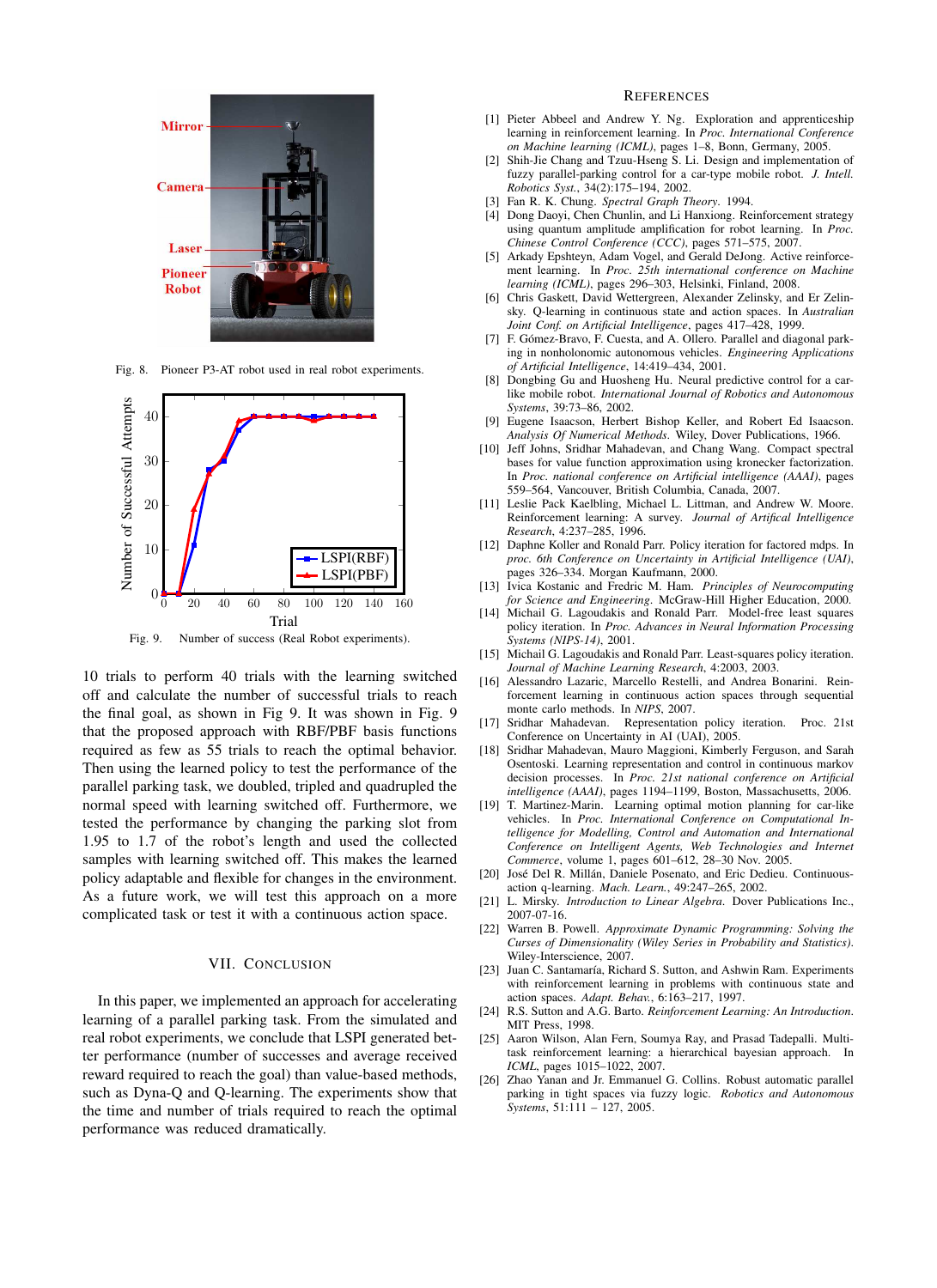Mirror

Camera

Laser

Pioneer Robot

Fig. 8. Pioneer P3-AT robot used in real robot experiments.

Number of Successful Attempts

0
10
20
30
40

0 20 40 60 80 100 120 140 160

Trial

LSPI(RBF)
LSPI(PBF)

Fig. 9. Number of success (Real Robot experiments).

10 trials to perform 40 trials with the learning switched off and calculate the number of successful trials to reach the final goal, as shown in Fig 9. It was shown in Fig. 9 that the proposed approach with RBF/PBF basis functions required as few as 55 trials to reach the optimal behavior. Then using the learned policy to test the performance of the parallel parking task, we doubled, tripled and quadrupled the normal speed with learning switched off. Furthermore, we tested the performance by changing the parking slot from 1.95 to 1.7 of the robot's length and used the collected samples with learning switched off. This makes the learned policy adaptable and flexible for changes in the environment. As a future work, we will test this approach on a more complicated task or test it with a continuous action space.

## VII. Conclusion

In this paper, we implemented an approach for accelerating learning of a parallel parking task. From the simulated and real robot experiments, we conclude that LSPI generated better performance (number of successes and average received reward required to reach the goal) than value-based methods, such as Dyna-Q and Q-learning. The experiments show that the time and number of trials required to reach the optimal performance was reduced dramatically.

## References

[1] Pieter Abbeel and Andrew Y. Ng. Exploration and apprenticeship learning in reinforcement learning. In *Proc. International Conference on Machine learning (ICML)*, pages 1–8, Bonn, Germany, 2005.

[2] Shih-Jie Chang and Tzuu-Hseng S. Li. Design and implementation of fuzzy parallel-parking control for a car-type mobile robot. *J. Intell. Robotics Syst.*, 34(2):175–194, 2002.

[3] Fan R. K. Chung. *Spectral Graph Theory*. 1994.

[4] Dong Daoyi, Chen Chunlin, and Li Hanxiong. Reinforcement strategy using quantum amplitude amplification for robot learning. In *Proc. Chinese Control Conference (CCC)*, pages 571–575, 2007.

[5] Arkady Epshteyn, Adam Vogel, and Gerald DeJong. Active reinforcement learning. In *Proc. 25th international conference on Machine learning (ICML)*, pages 296–303, Helsinki, Finland, 2008.

[6] Chris Gaskett, David Wettergreen, Alexander Zelinsky, and Er Zelinsky. Q-learning in continuous state and action spaces. In *Australian Joint Conf. on Artificial Intelligence*, pages 417–428, 1999.

[7] F. Gómez-Bravo, F. Cuesta, and A. Ollero. Parallel and diagonal parking in nonholonomic autonomous vehicles. *Engineering Applications of Artificial Intelligence*, 14:419–434, 2001.

[8] Dongbing Gu and Huosheng Hu. Neural predictive control for a car-like mobile robot. *International Journal of Robotics and Autonomous Systems*, 39:73–86, 2002.

[9] Eugene Isaacson, Herbert Bishop Keller, and Robert Ed Isaacson. *Analysis Of Numerical Methods*. Wiley, Dover Publications, 1966.

[10] Jeff Johns, Sridhar Mahadevan, and Chang Wang. Compact spectral bases for value function approximation using kronecker factorization. In *Proc. national conference on Artificial intelligence (AAAI)*, pages 559–564, Vancouver, British Columbia, Canada, 2007.

[11] Leslie Pack Kaelbling, Michael L. Littman, and Andrew W. Moore. Reinforcement learning: A survey. *Journal of Artifical Intelligence Research*, 4:237–285, 1996.

[12] Daphne Koller and Ronald Parr. Policy iteration for factored mdps. In *proc. 6th Conference on Uncertainty in Artificial Intelligence (UAI)*, pages 326–334. Morgan Kaufmann, 2000.

[13] Ivica Kostanic and Fredric M. Ham. *Principles of Neurocomputing for Science and Engineering*. McGraw-Hill Higher Education, 2000.

[14] Michail G. Lagoudakis and Ronald Parr. Model-free least squares policy iteration. In *Proc. Advances in Neural Information Processing Systems (NIPS-14)*, 2001.

[15] Michail G. Lagoudakis and Ronald Parr. Least-squares policy iteration. *Journal of Machine Learning Research*, 4:2003, 2003.

[16] Alessandro Lazaric, Marcello Restelli, and Andrea Bonarini. Reinforcement learning in continuous action spaces through sequential monte carlo methods. In *NIPS*, 2007.

[17] Sridhar Mahadevan. Representation policy iteration. Proc. 21st Conference on Uncertainty in AI (UAI), 2005.

[18] Sridhar Mahadevan, Mauro Maggioni, Kimberly Ferguson, and Sarah Osentoski. Learning representation and control in continuous markov decision processes. In *Proc. 21st national conference on Artificial intelligence (AAAI)*, pages 1194–1199, Boston, Massachusetts, 2006.

[19] T. Martinez-Marin. Learning optimal motion planning for car-like vehicles. In *Proc. International Conference on Computational Intelligence for Modelling, Control and Automation and International Conference on Intelligent Agents, Web Technologies and Internet Commerce*, volume 1, pages 601–612, 28–30 Nov. 2005.

[20] José Del R. Millán, Daniele Posenato, and Eric Dedieu. Continuous-action q-learning. *Mach. Learn.*, 49:247–265, 2002.

[21] L. Mirsky. *Introduction to Linear Algebra*. Dover Publications Inc., 2007-07-16.

[22] Warren B. Powell. *Approximate Dynamic Programming: Solving the Curses of Dimensionality (Wiley Series in Probability and Statistics)*. Wiley-Interscience, 2007.

[23] Juan C. Santamaría, Richard S. Sutton, and Ashwin Ram. Experiments with reinforcement learning in problems with continuous state and action spaces. *Adapt. Behav.*, 6:163–217, 1997.

[24] R.S. Sutton and A.G. Barto. *Reinforcement Learning: An Introduction*. MIT Press, 1998.

[25] Aaron Wilson, Alan Fern, Soumya Ray, and Prasad Tadepalli. Multi-task reinforcement learning: a hierarchical bayesian approach. In *ICML*, pages 1015–1022, 2007.

[26] Zhao Yanan and Jr. Emmanuel G. Collins. Robust automatic parallel parking in tight spaces via fuzzy logic. *Robotics and Autonomous Systems*, 51:111 – 127, 2005.